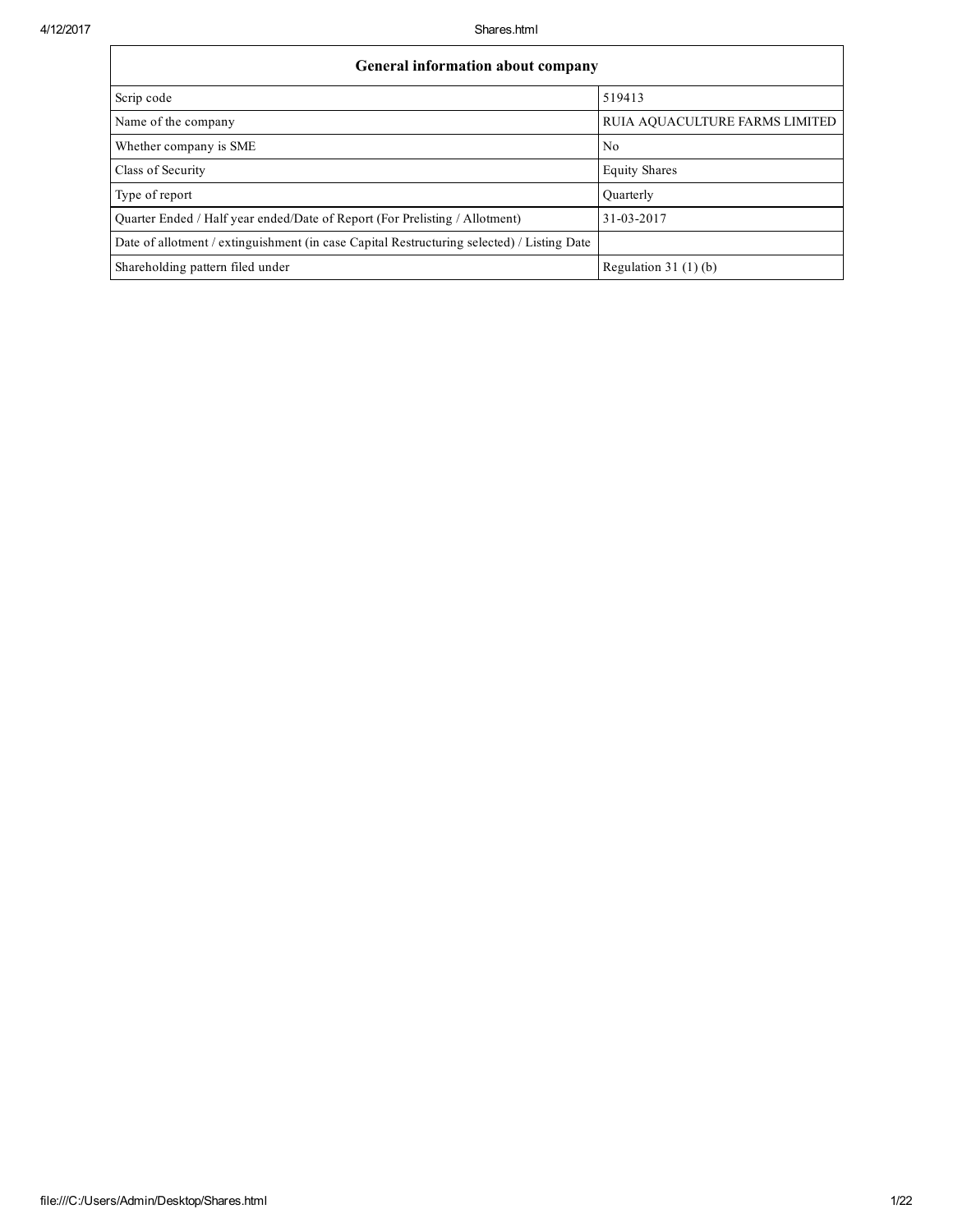| General information about company | |
|---|---|
| Scrip code | 519413 |
| Name of the company | RUIA AQUACULTURE FARMS LIMITED |
| Whether company is SME | No |
| Class of Security | Equity Shares |
| Type of report | Quarterly |
| Quarter Ended / Half year ended/Date of Report (For Prelisting / Allotment) | 31-03-2017 |
| Date of allotment / extinguishment (in case Capital Restructuring selected) / Listing Date | |
| Shareholding pattern filed under | Regulation 31 (1) (b) |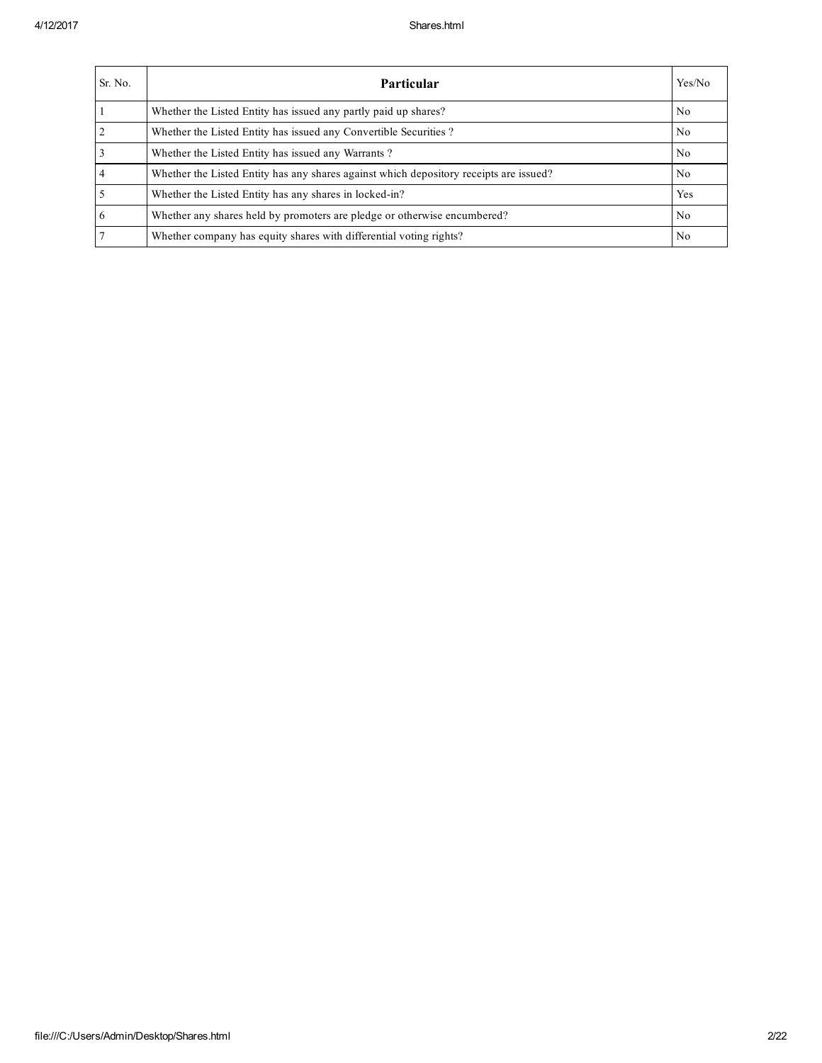| Sr. No. | Particular | Yes/No |
| --- | --- | --- |
| 1 | Whether the Listed Entity has issued any partly paid up shares? | No |
| 2 | Whether the Listed Entity has issued any Convertible Securities ? | No |
| 3 | Whether the Listed Entity has issued any Warrants ? | No |
| 4 | Whether the Listed Entity has any shares against which depository receipts are issued? | No |
| 5 | Whether the Listed Entity has any shares in locked-in? | Yes |
| 6 | Whether any shares held by promoters are pledge or otherwise encumbered? | No |
| 7 | Whether company has equity shares with differential voting rights? | No |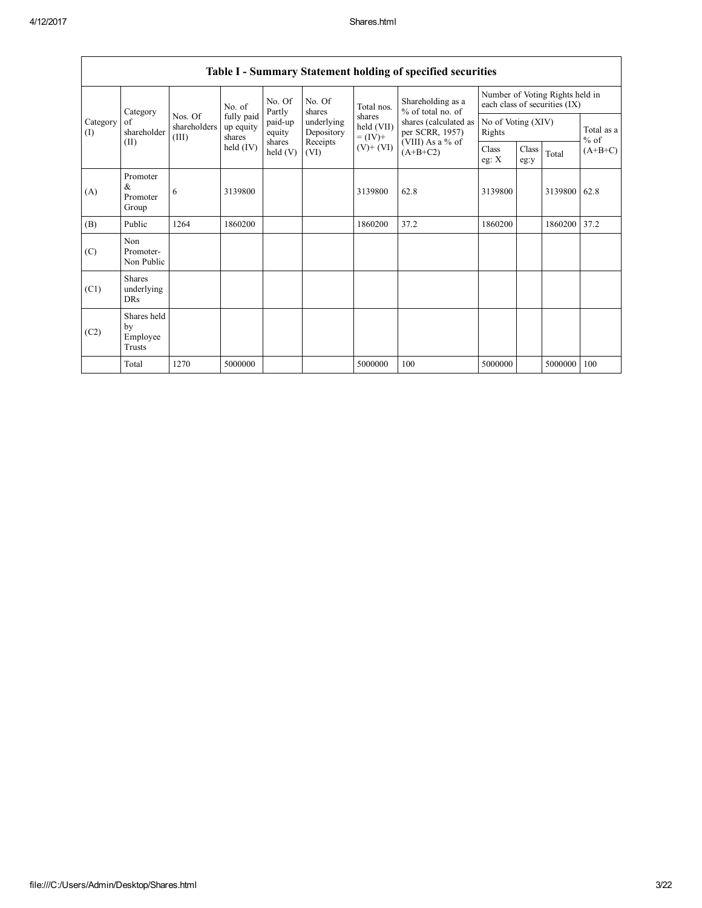## Table I - Summary Statement holding of specified securities

| Category (I) | Category of shareholder (II) | Nos. Of shareholders (III) | No. of fully paid up equity shares held (IV) | No. Of Partly paid-up equity shares held (V) | No. Of shares underlying Depository Receipts (VI) | Total nos. shares held (VII) = (IV)+ (V)+ (VI) | Shareholding as a % of total no. of shares (calculated as per SCRR, 1957) (VIII) As a % of (A+B+C2) | Number of Voting Rights held in each class of securities (IX) | | | |
|---|---|---|---|---|---|---|---|---|---|---|---|
| | | | | | | | | No of Voting (XIV) Rights | | | Total as a % of (A+B+C) |
| | | | | | | | | Class eg: X | Class eg:y | Total | |
| (A) | Promoter & Promoter Group | 6 | 3139800 | | | 3139800 | 62.8 | 3139800 | | 3139800 | 62.8 |
| (B) | Public | 1264 | 1860200 | | | 1860200 | 37.2 | 1860200 | | 1860200 | 37.2 |
| (C) | Non Promoter- Non Public | | | | | | | | | | |
| (C1) | Shares underlying DRs | | | | | | | | | | |
| (C2) | Shares held by Employee Trusts | | | | | | | | | | |
| | Total | 1270 | 5000000 | | | 5000000 | 100 | 5000000 | | 5000000 | 100 |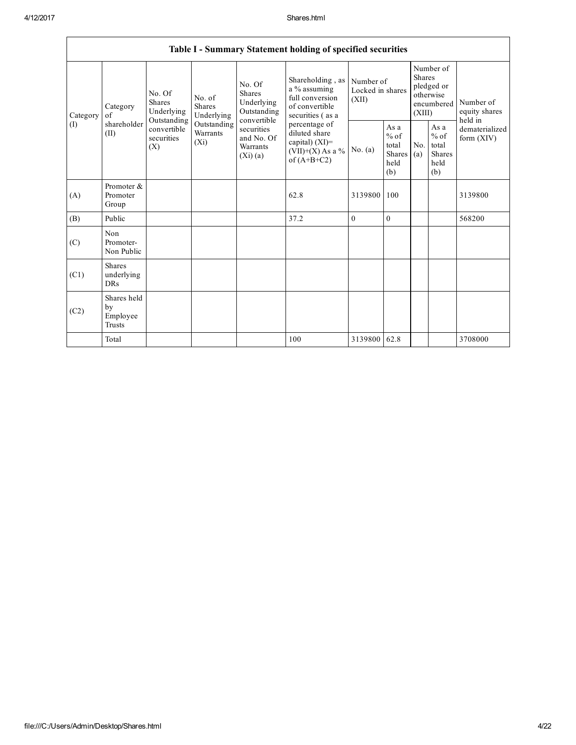| Table I - Summary Statement holding of specified securities | | | | | | | | | | | |
|---|---|---|---|---|---|---|---|---|---|---|---|
| Category (I) | Category of shareholder (II) | No. Of Shares Underlying Outstanding convertible securities (X) | No. of Shares Underlying Outstanding Warrants (Xi) | No. Of Shares Underlying Outstanding convertible securities and No. Of Warrants (Xi) (a) | Shareholding , as a % assuming full conversion of convertible securities ( as a percentage of diluted share capital) (XI)= (VII)+(X) As a % of (A+B+C2) | Number of Locked in shares (XII) | | Number of Shares pledged or otherwise encumbered (XIII) | | Number of equity shares held in dematerialized form (XIV) |
| | | | | | | No. (a) | As a % of total Shares held (b) | No. (a) | As a % of total Shares held (b) | |
| (A) | Promoter & Promoter Group | | | | 62.8 | 3139800 | 100 | | | 3139800 |
| (B) | Public | | | | 37.2 | 0 | 0 | | | 568200 |
| (C) | Non Promoter- Non Public | | | | | | | | | |
| (C1) | Shares underlying DRs | | | | | | | | | |
| (C2) | Shares held by Employee Trusts | | | | | | | | | |
| | Total | | | | 100 | 3139800 | 62.8 | | | 3708000 |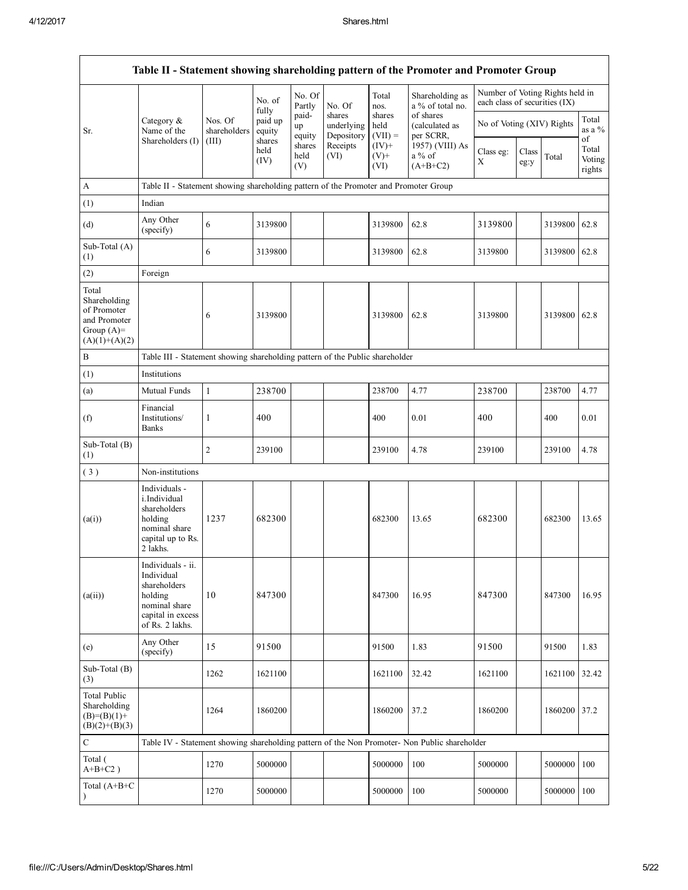| Table II - Statement showing shareholding pattern of the Promoter and Promoter Group | | | | | | | | | | | |
|---|---|---|---|---|---|---|---|---|---|---|---|
| Sr. | Category & Name of the Shareholders (I) | Nos. Of shareholders (III) | No. of fully paid up equity shares held (IV) | No. Of Partly paid-up equity shares held (V) | No. Of shares underlying Depository Receipts (VI) | Total nos. shares held (VII) = (IV)+ (V)+ (VI) | Shareholding as a % of total no. of shares (calculated as per SCRR, 1957) (VIII) As a % of (A+B+C2) | Number of Voting Rights held in each class of securities (IX) | | | |
| | | | | | | | | No of Voting (XIV) Rights | | | Total as a % of Total Voting rights |
| | | | | | | | | Class eg: X | Class eg:y | Total | |
| A | Table II - Statement showing shareholding pattern of the Promoter and Promoter Group | | | | | | | | | | |
| (1) | Indian | | | | | | | | | | |
| (d) | Any Other (specify) | 6 | 3139800 | | | 3139800 | 62.8 | 3139800 | | 3139800 | 62.8 |
| Sub-Total (A) (1) | | 6 | 3139800 | | | 3139800 | 62.8 | 3139800 | | 3139800 | 62.8 |
| (2) | Foreign | | | | | | | | | | |
| Total Shareholding of Promoter and Promoter Group (A)= (A)(1)+(A)(2) | | 6 | 3139800 | | | 3139800 | 62.8 | 3139800 | | 3139800 | 62.8 |
| B | Table III - Statement showing shareholding pattern of the Public shareholder | | | | | | | | | | |
| (1) | Institutions | | | | | | | | | | |
| (a) | Mutual Funds | 1 | 238700 | | | 238700 | 4.77 | 238700 | | 238700 | 4.77 |
| (f) | Financial Institutions/ Banks | 1 | 400 | | | 400 | 0.01 | 400 | | 400 | 0.01 |
| Sub-Total (B) (1) | | 2 | 239100 | | | 239100 | 4.78 | 239100 | | 239100 | 4.78 |
| ( 3 ) | Non-institutions | | | | | | | | | | |
| (a(i)) | Individuals - i.Individual shareholders holding nominal share capital up to Rs. 2 lakhs. | 1237 | 682300 | | | 682300 | 13.65 | 682300 | | 682300 | 13.65 |
| (a(ii)) | Individuals - ii. Individual shareholders holding nominal share capital in excess of Rs. 2 lakhs. | 10 | 847300 | | | 847300 | 16.95 | 847300 | | 847300 | 16.95 |
| (e) | Any Other (specify) | 15 | 91500 | | | 91500 | 1.83 | 91500 | | 91500 | 1.83 |
| Sub-Total (B) (3) | | 1262 | 1621100 | | | 1621100 | 32.42 | 1621100 | | 1621100 | 32.42 |
| Total Public Shareholding (B)=(B)(1)+(B)(2)+(B)(3) | | 1264 | 1860200 | | | 1860200 | 37.2 | 1860200 | | 1860200 | 37.2 |
| C | Table IV - Statement showing shareholding pattern of the Non Promoter- Non Public shareholder | | | | | | | | | | |
| Total ( A+B+C2 ) | | 1270 | 5000000 | | | 5000000 | 100 | 5000000 | | 5000000 | 100 |
| Total (A+B+C ) | | 1270 | 5000000 | | | 5000000 | 100 | 5000000 | | 5000000 | 100 |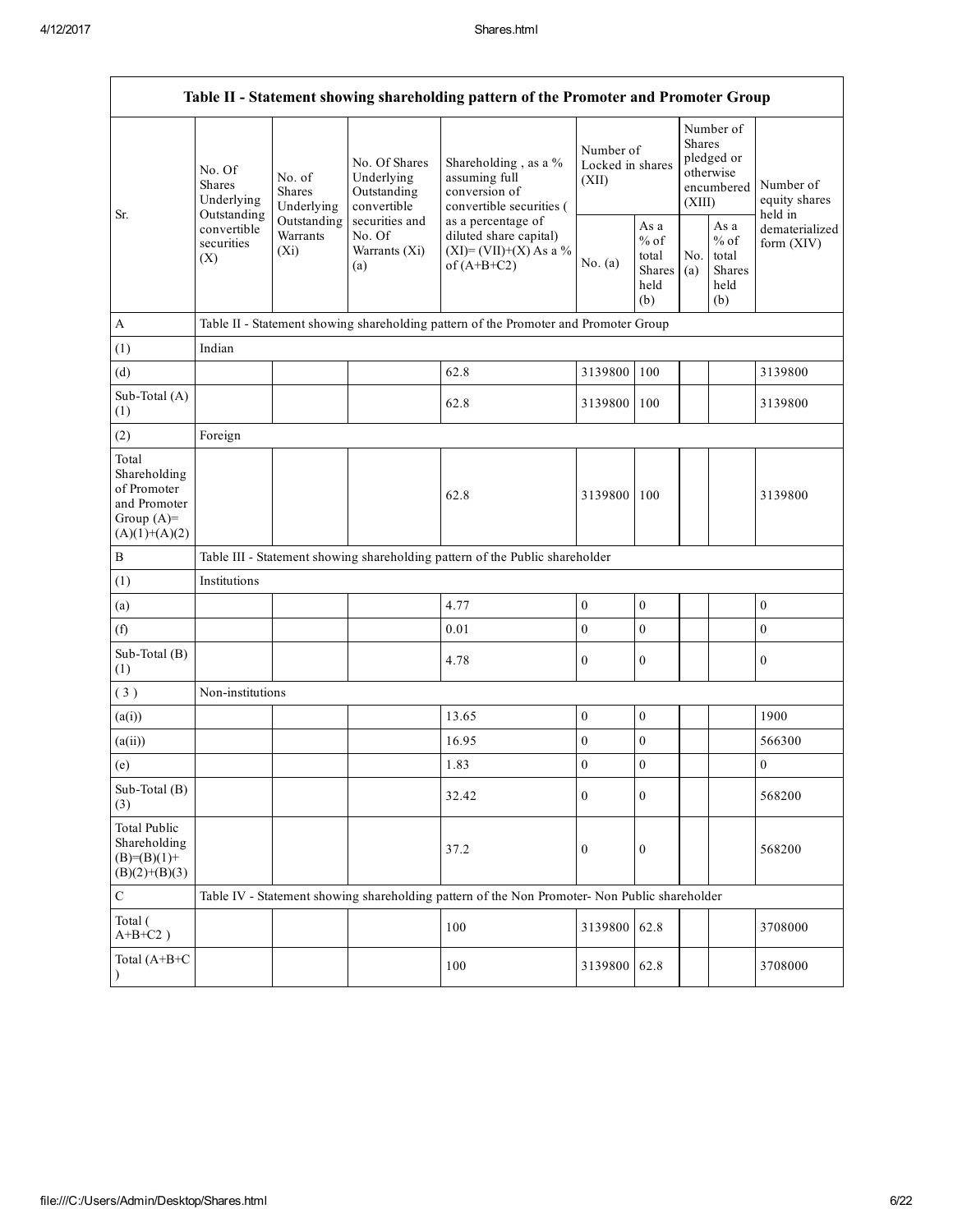| Table II - Statement showing shareholding pattern of the Promoter and Promoter Group | | | | | | | | | |
|---|---|---|---|---|---|---|---|---|---|
| Sr. | No. Of Shares Underlying Outstanding convertible securities (X) | No. of Shares Underlying Outstanding Warrants (Xi) | No. Of Shares Underlying Outstanding convertible securities and No. Of Warrants (Xi) (a) | Shareholding , as a % assuming full conversion of convertible securities ( as a percentage of diluted share capital) (XI)= (VII)+(X) As a % of (A+B+C2) | Number of Locked in shares (XII) | | Number of Shares pledged or otherwise encumbered (XIII) | | Number of equity shares held in dematerialized form (XIV) |
| | | | | | No. (a) | As a % of total Shares held (b) | No. (a) | As a % of total Shares held (b) | |
| A | Table II - Statement showing shareholding pattern of the Promoter and Promoter Group | | | | | | | | |
| (1) | Indian | | | | | | | | |
| (d) | | | | 62.8 | 3139800 | 100 | | | 3139800 |
| Sub-Total (A) (1) | | | | 62.8 | 3139800 | 100 | | | 3139800 |
| (2) | Foreign | | | | | | | | |
| Total Shareholding of Promoter and Promoter Group (A)= (A)(1)+(A)(2) | | | | 62.8 | 3139800 | 100 | | | 3139800 |
| B | Table III - Statement showing shareholding pattern of the Public shareholder | | | | | | | | |
| (1) | Institutions | | | | | | | | |
| (a) | | | | 4.77 | 0 | 0 | | | 0 |
| (f) | | | | 0.01 | 0 | 0 | | | 0 |
| Sub-Total (B) (1) | | | | 4.78 | 0 | 0 | | | 0 |
| ( 3 ) | Non-institutions | | | | | | | | |
| (a(i)) | | | | 13.65 | 0 | 0 | | | 1900 |
| (a(ii)) | | | | 16.95 | 0 | 0 | | | 566300 |
| (e) | | | | 1.83 | 0 | 0 | | | 0 |
| Sub-Total (B) (3) | | | | 32.42 | 0 | 0 | | | 568200 |
| Total Public Shareholding (B)=(B)(1)+ (B)(2)+(B)(3) | | | | 37.2 | 0 | 0 | | | 568200 |
| C | Table IV - Statement showing shareholding pattern of the Non Promoter- Non Public shareholder | | | | | | | | |
| Total ( A+B+C2 ) | | | | 100 | 3139800 | 62.8 | | | 3708000 |
| Total (A+B+C ) | | | | 100 | 3139800 | 62.8 | | | 3708000 |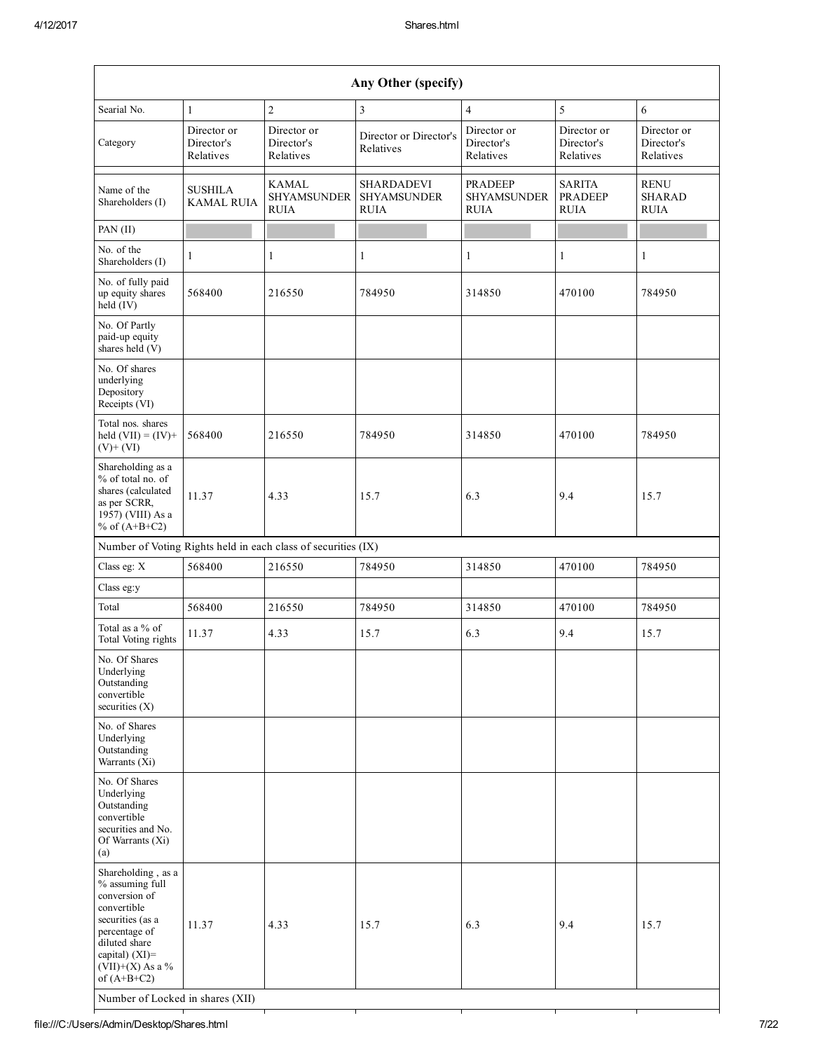| Any Other (specify) | | | | | | |
|---|---|---|---|---|---|---|
| Searial No. | 1 | 2 | 3 | 4 | 5 | 6 |
| Category | Director or Director's Relatives | Director or Director's Relatives | Director or Director's Relatives | Director or Director's Relatives | Director or Director's Relatives | Director or Director's Relatives |
| Name of the Shareholders (I) | SUSHILA KAMAL RUIA | KAMAL SHYAMSUNDER RUIA | SHARDADEVI SHYAMSUNDER RUIA | PRADEEP SHYAMSUNDER RUIA | SARITA PRADEEP RUIA | RENU SHARAD RUIA |
| PAN (II) | | | | | | |
| No. of the Shareholders (I) | 1 | 1 | 1 | 1 | 1 | 1 |
| No. of fully paid up equity shares held (IV) | 568400 | 216550 | 784950 | 314850 | 470100 | 784950 |
| No. Of Partly paid-up equity shares held (V) | | | | | | |
| No. Of shares underlying Depository Receipts (VI) | | | | | | |
| Total nos. shares held (VII) = (IV)+(V)+ (VI) | 568400 | 216550 | 784950 | 314850 | 470100 | 784950 |
| Shareholding as a % of total no. of shares (calculated as per SCRR, 1957) (VIII) As a % of (A+B+C2) | 11.37 | 4.33 | 15.7 | 6.3 | 9.4 | 15.7 |
| Number of Voting Rights held in each class of securities (IX) | | | | | | |
| Class eg: X | 568400 | 216550 | 784950 | 314850 | 470100 | 784950 |
| Class eg:y | | | | | | |
| Total | 568400 | 216550 | 784950 | 314850 | 470100 | 784950 |
| Total as a % of Total Voting rights | 11.37 | 4.33 | 15.7 | 6.3 | 9.4 | 15.7 |
| No. Of Shares Underlying Outstanding convertible securities (X) | | | | | | |
| No. of Shares Underlying Outstanding Warrants (Xi) | | | | | | |
| No. Of Shares Underlying Outstanding convertible securities and No. Of Warrants (Xi) (a) | | | | | | |
| Shareholding , as a % assuming full conversion of convertible securities (as a percentage of diluted share capital) (XI)= (VII)+(X) As a % of (A+B+C2) | 11.37 | 4.33 | 15.7 | 6.3 | 9.4 | 15.7 |
| Number of Locked in shares (XII) | | | | | | |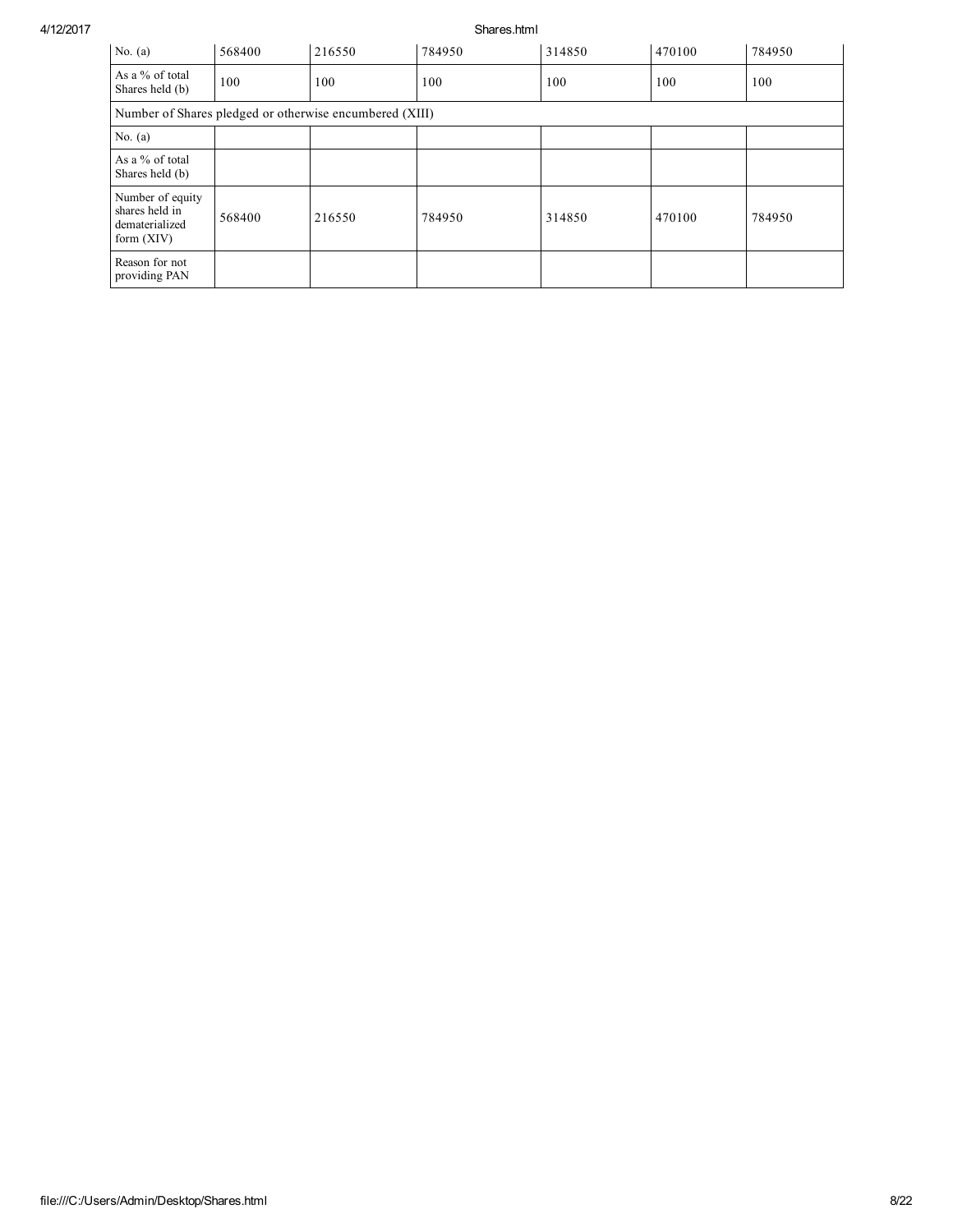| | | | | | | |
|---|---|---|---|---|---|---|
| No. (a) | 568400 | 216550 | 784950 | 314850 | 470100 | 784950 |
| As a % of total Shares held (b) | 100 | 100 | 100 | 100 | 100 | 100 |
| Number of Shares pledged or otherwise encumbered (XIII) | | | | | | |
| No. (a) | | | | | | |
| As a % of total Shares held (b) | | | | | | |
| Number of equity shares held in dematerialized form (XIV) | 568400 | 216550 | 784950 | 314850 | 470100 | 784950 |
| Reason for not providing PAN | | | | | | |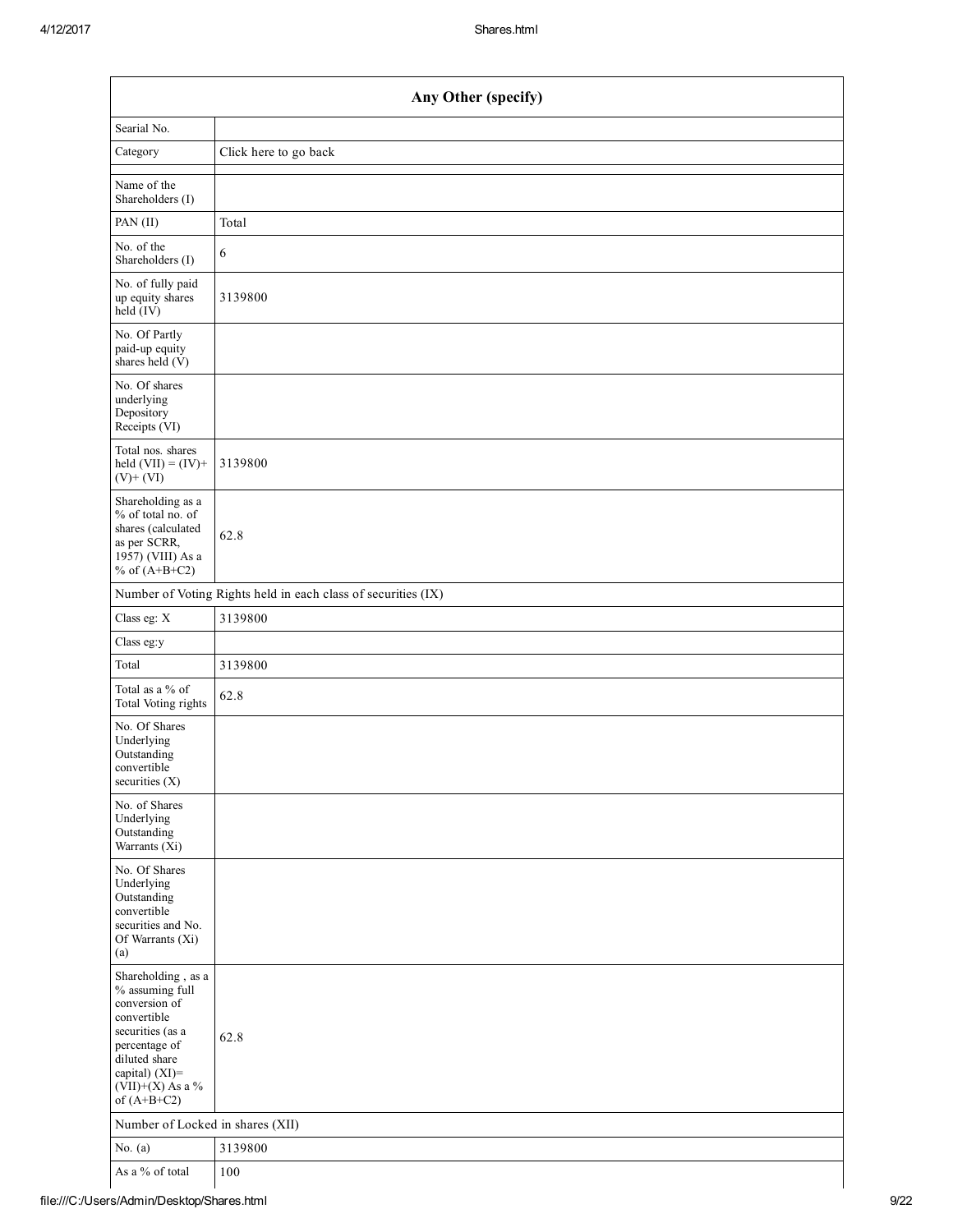| Any Other (specify) | |
|---|---|
| Searial No. | |
| Category | Click here to go back |
| Name of the Shareholders (I) | |
| PAN (II) | Total |
| No. of the Shareholders (I) | 6 |
| No. of fully paid up equity shares held (IV) | 3139800 |
| No. Of Partly paid-up equity shares held (V) | |
| No. Of shares underlying Depository Receipts (VI) | |
| Total nos. shares held (VII) = (IV)+ (V)+ (VI) | 3139800 |
| Shareholding as a % of total no. of shares (calculated as per SCRR, 1957) (VIII) As a % of (A+B+C2) | 62.8 |
| Number of Voting Rights held in each class of securities (IX) | |
| Class eg: X | 3139800 |
| Class eg:y | |
| Total | 3139800 |
| Total as a % of Total Voting rights | 62.8 |
| No. Of Shares Underlying Outstanding convertible securities (X) | |
| No. of Shares Underlying Outstanding Warrants (Xi) | |
| No. Of Shares Underlying Outstanding convertible securities and No. Of Warrants (Xi) (a) | |
| Shareholding , as a % assuming full conversion of convertible securities (as a percentage of diluted share capital) (XI)= (VII)+(X) As a % of (A+B+C2) | 62.8 |
| Number of Locked in shares (XII) | |
| No. (a) | 3139800 |
| As a % of total | 100 |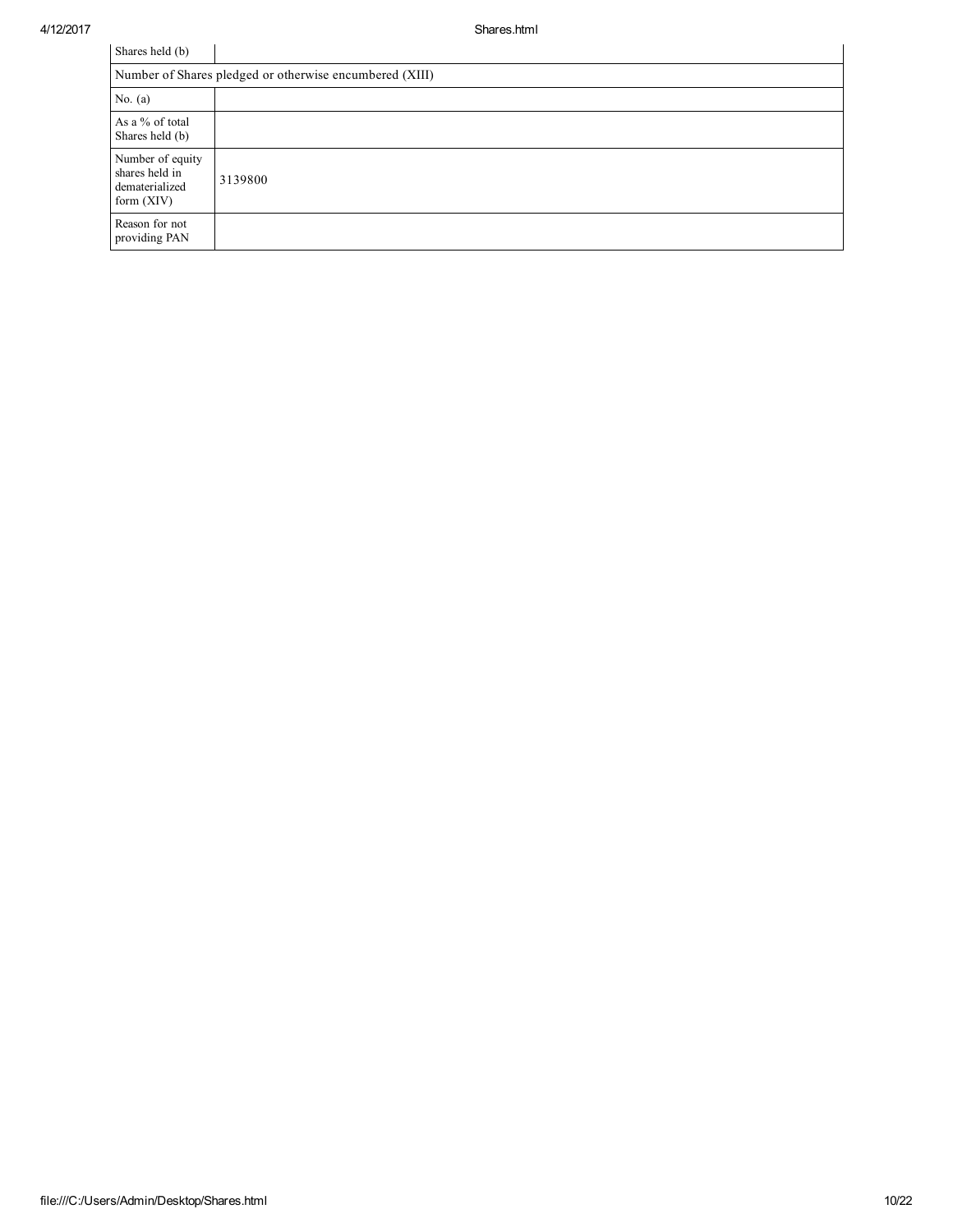| Shares held (b) | |
|---|---|
| Number of Shares pledged or otherwise encumbered (XIII) | |
| No. (a) | |
| As a % of total Shares held (b) | |
| Number of equity shares held in dematerialized form (XIV) | 3139800 |
| Reason for not providing PAN | |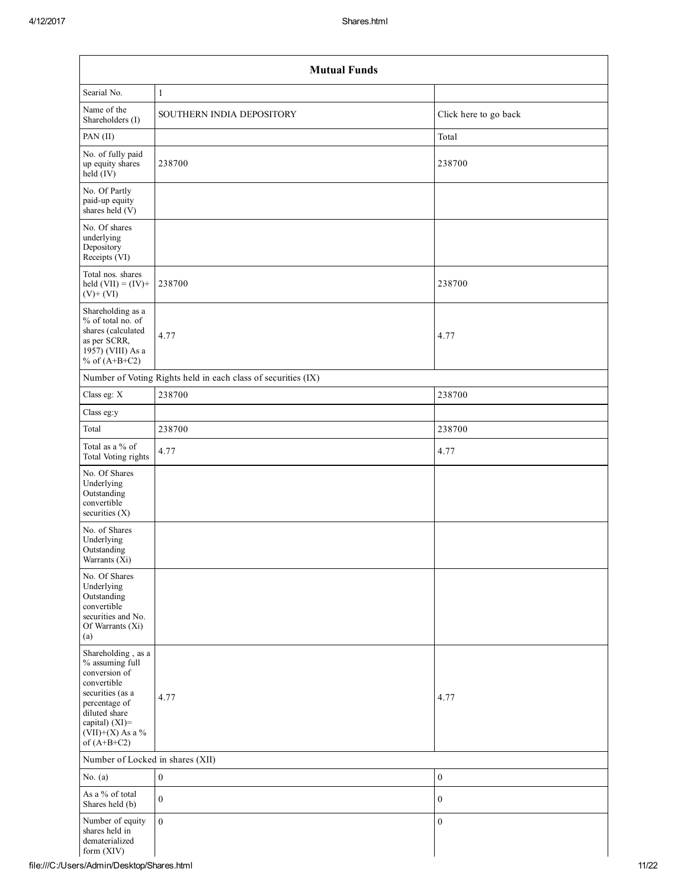| Mutual Funds | | |
|---|---|---|
| Searial No. | 1 | |
| Name of the Shareholders (I) | SOUTHERN INDIA DEPOSITORY | Click here to go back |
| PAN (II) | | Total |
| No. of fully paid up equity shares held (IV) | 238700 | 238700 |
| No. Of Partly paid-up equity shares held (V) | | |
| No. Of shares underlying Depository Receipts (VI) | | |
| Total nos. shares held (VII) = (IV)+ (V)+ (VI) | 238700 | 238700 |
| Shareholding as a % of total no. of shares (calculated as per SCRR, 1957) (VIII) As a % of (A+B+C2) | 4.77 | 4.77 |
| Number of Voting Rights held in each class of securities (IX) | | |
| Class eg: X | 238700 | 238700 |
| Class eg:y | | |
| Total | 238700 | 238700 |
| Total as a % of Total Voting rights | 4.77 | 4.77 |
| No. Of Shares Underlying Outstanding convertible securities (X) | | |
| No. of Shares Underlying Outstanding Warrants (Xi) | | |
| No. Of Shares Underlying Outstanding convertible securities and No. Of Warrants (Xi) (a) | | |
| Shareholding , as a % assuming full conversion of convertible securities (as a percentage of diluted share capital) (XI)= (VII)+(X) As a % of (A+B+C2) | 4.77 | 4.77 |
| Number of Locked in shares (XII) | | |
| No. (a) | 0 | 0 |
| As a % of total Shares held (b) | 0 | 0 |
| Number of equity shares held in dematerialized form (XIV) | 0 | 0 |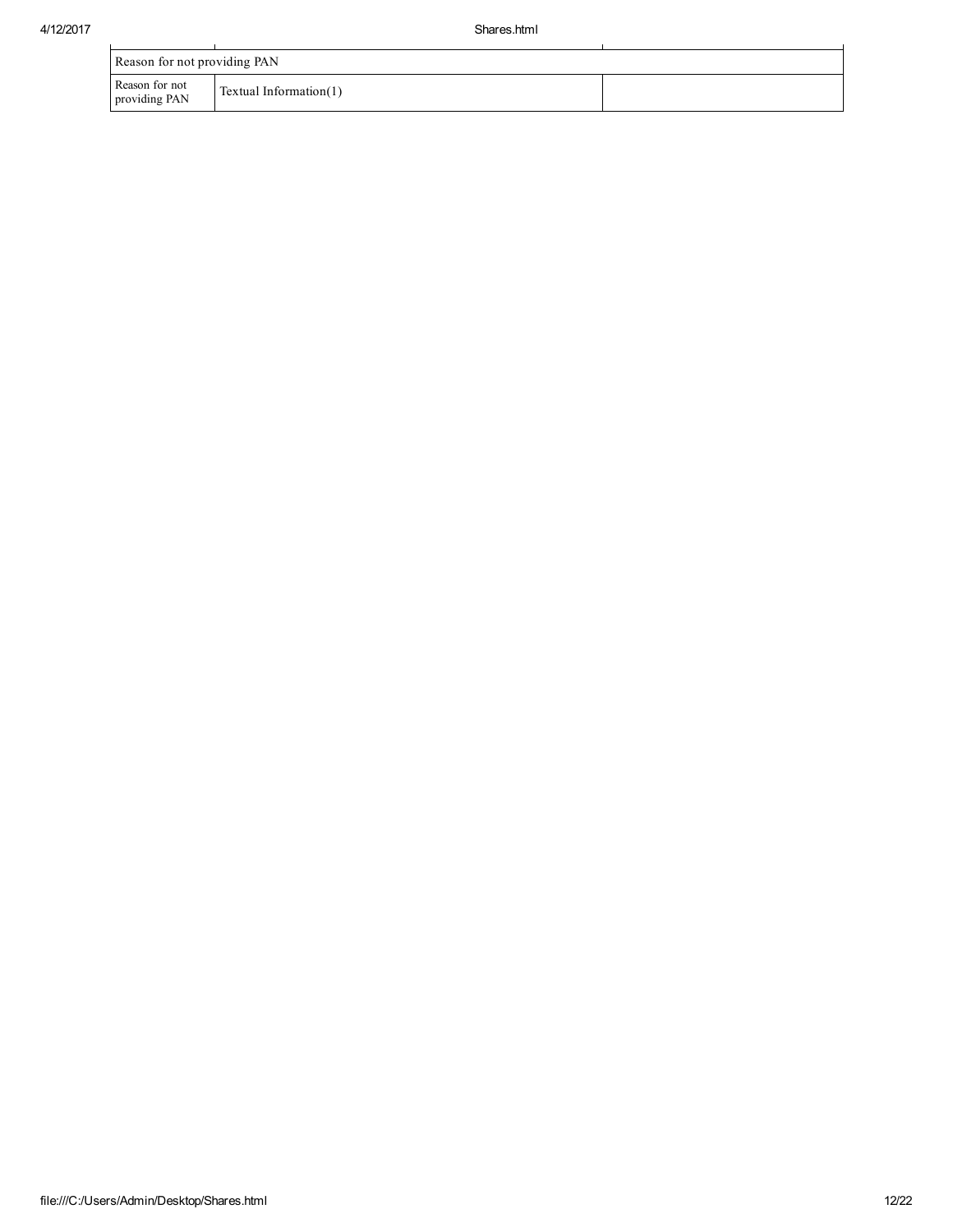| Reason for not providing PAN | | |
|---|---|---|
| Reason for not providing PAN | Textual Information(1) | |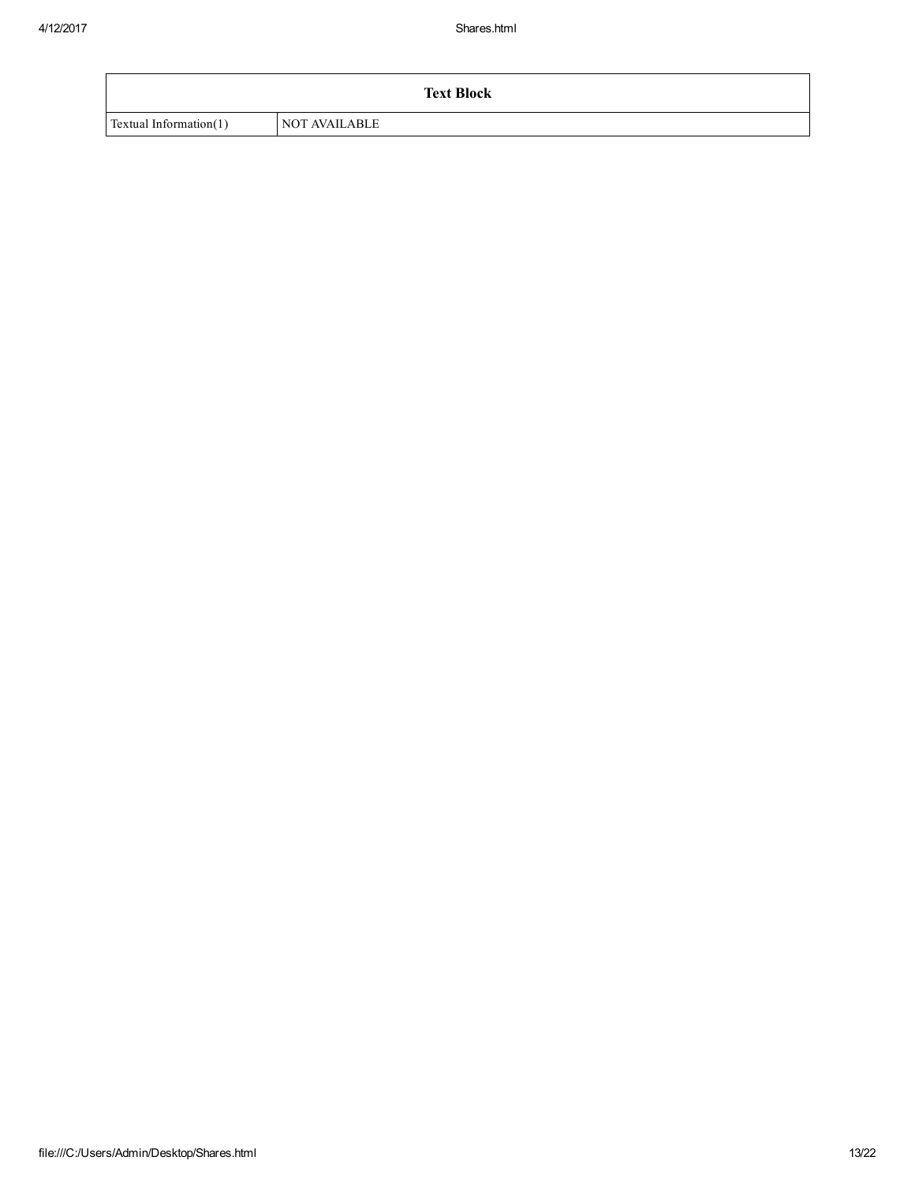| Text Block | |
| --- | --- |
| Textual Information(1) | NOT AVAILABLE |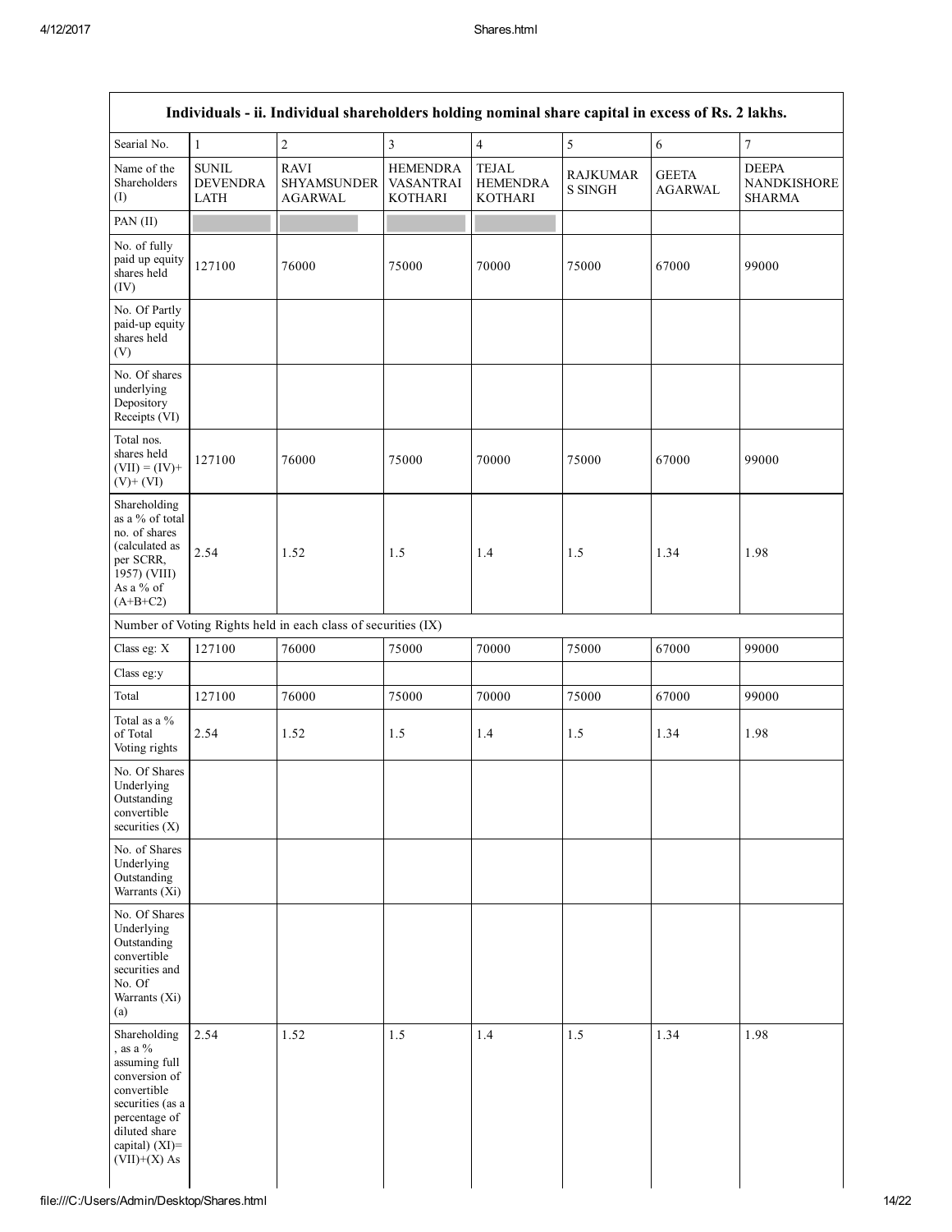| Individuals - ii. Individual shareholders holding nominal share capital in excess of Rs. 2 lakhs. | | | | | | | |
|---|---|---|---|---|---|---|---|
| Searial No. | 1 | 2 | 3 | 4 | 5 | 6 | 7 |
| Name of the Shareholders (I) | SUNIL DEVENDRA LATH | RAVI SHYAMSUNDER AGARWAL | HEMENDRA VASANTRAI KOTHARI | TEJAL HEMENDRA KOTHARI | RAJKUMAR S SINGH | GEETA AGARWAL | DEEPA NANDKISHORE SHARMA |
| PAN (II) | | | | | | | |
| No. of fully paid up equity shares held (IV) | 127100 | 76000 | 75000 | 70000 | 75000 | 67000 | 99000 |
| No. Of Partly paid-up equity shares held (V) | | | | | | | |
| No. Of shares underlying Depository Receipts (VI) | | | | | | | |
| Total nos. shares held (VII) = (IV)+ (V)+ (VI) | 127100 | 76000 | 75000 | 70000 | 75000 | 67000 | 99000 |
| Shareholding as a % of total no. of shares (calculated as per SCRR, 1957) (VIII) As a % of (A+B+C2) | 2.54 | 1.52 | 1.5 | 1.4 | 1.5 | 1.34 | 1.98 |
| Number of Voting Rights held in each class of securities (IX) | | | | | | | |
| Class eg: X | 127100 | 76000 | 75000 | 70000 | 75000 | 67000 | 99000 |
| Class eg:y | | | | | | | |
| Total | 127100 | 76000 | 75000 | 70000 | 75000 | 67000 | 99000 |
| Total as a % of Total Voting rights | 2.54 | 1.52 | 1.5 | 1.4 | 1.5 | 1.34 | 1.98 |
| No. Of Shares Underlying Outstanding convertible securities (X) | | | | | | | |
| No. of Shares Underlying Outstanding Warrants (Xi) | | | | | | | |
| No. Of Shares Underlying Outstanding convertible securities and No. Of Warrants (Xi) (a) | | | | | | | |
| Shareholding , as a % assuming full conversion of convertible securities (as a percentage of diluted share capital) (XI)= (VII)+(X) As | 2.54 | 1.52 | 1.5 | 1.4 | 1.5 | 1.34 | 1.98 |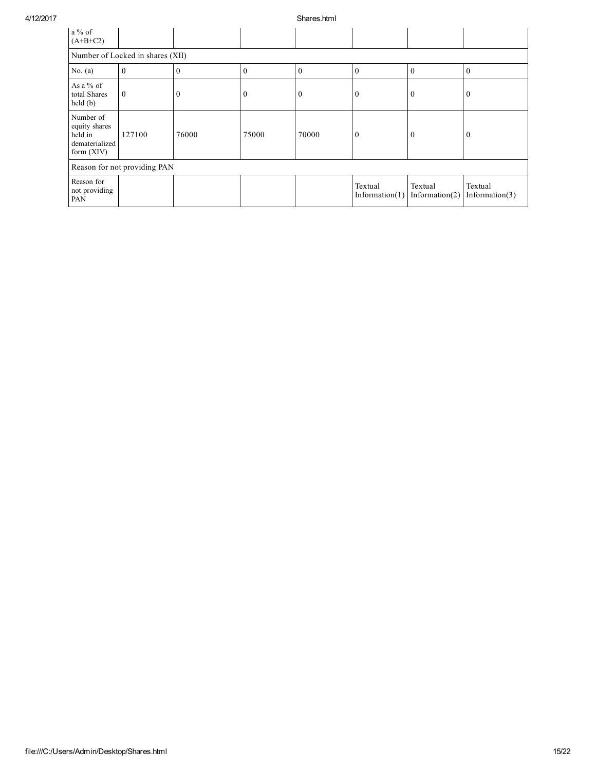| a % of (A+B+C2) | | | | | | | |
|---|---|---|---|---|---|---|---|
| Number of Locked in shares (XII) | | | | | | | |
| No. (a) | 0 | 0 | 0 | 0 | 0 | 0 | 0 |
| As a % of total Shares held (b) | 0 | 0 | 0 | 0 | 0 | 0 | 0 |
| Number of equity shares held in dematerialized form (XIV) | 127100 | 76000 | 75000 | 70000 | 0 | 0 | 0 |
| Reason for not providing PAN | | | | | | | |
| Reason for not providing PAN | | | | | Textual Information(1) | Textual Information(2) | Textual Information(3) |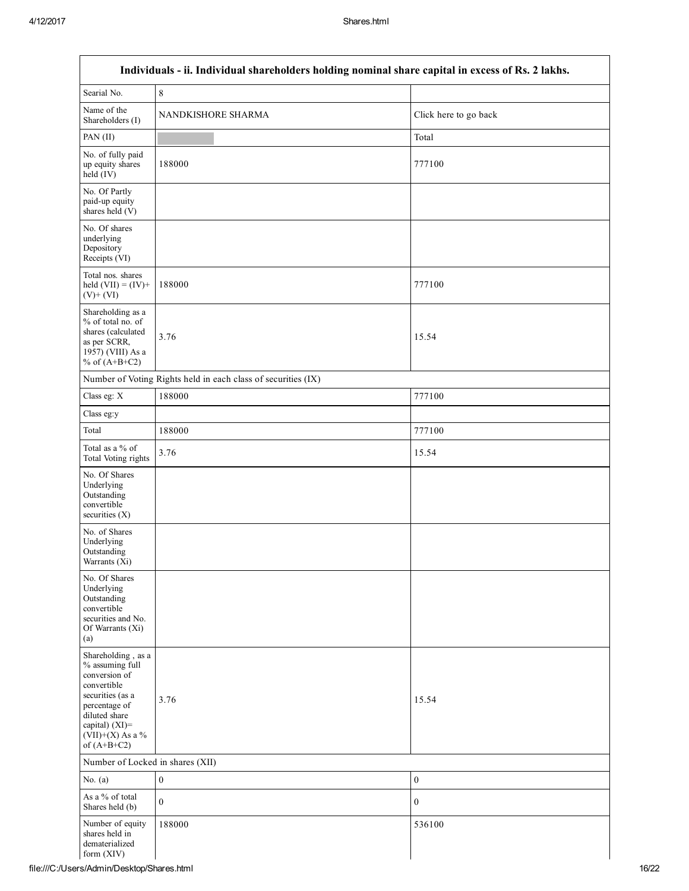| Individuals - ii. Individual shareholders holding nominal share capital in excess of Rs. 2 lakhs. | | |
|---|---|---|
| Searial No. | 8 | |
| Name of the Shareholders (I) | NANDKISHORE SHARMA | Click here to go back |
| PAN (II) | | Total |
| No. of fully paid up equity shares held (IV) | 188000 | 777100 |
| No. Of Partly paid-up equity shares held (V) | | |
| No. Of shares underlying Depository Receipts (VI) | | |
| Total nos. shares held (VII) = (IV)+ (V)+ (VI) | 188000 | 777100 |
| Shareholding as a % of total no. of shares (calculated as per SCRR, 1957) (VIII) As a % of (A+B+C2) | 3.76 | 15.54 |
| Number of Voting Rights held in each class of securities (IX) | | |
| Class eg: X | 188000 | 777100 |
| Class eg:y | | |
| Total | 188000 | 777100 |
| Total as a % of Total Voting rights | 3.76 | 15.54 |
| No. Of Shares Underlying Outstanding convertible securities (X) | | |
| No. of Shares Underlying Outstanding Warrants (Xi) | | |
| No. Of Shares Underlying Outstanding convertible securities and No. Of Warrants (Xi) (a) | | |
| Shareholding , as a % assuming full conversion of convertible securities (as a percentage of diluted share capital) (XI)= (VII)+(X) As a % of (A+B+C2) | 3.76 | 15.54 |
| Number of Locked in shares (XII) | | |
| No. (a) | 0 | 0 |
| As a % of total Shares held (b) | 0 | 0 |
| Number of equity shares held in dematerialized form (XIV) | 188000 | 536100 |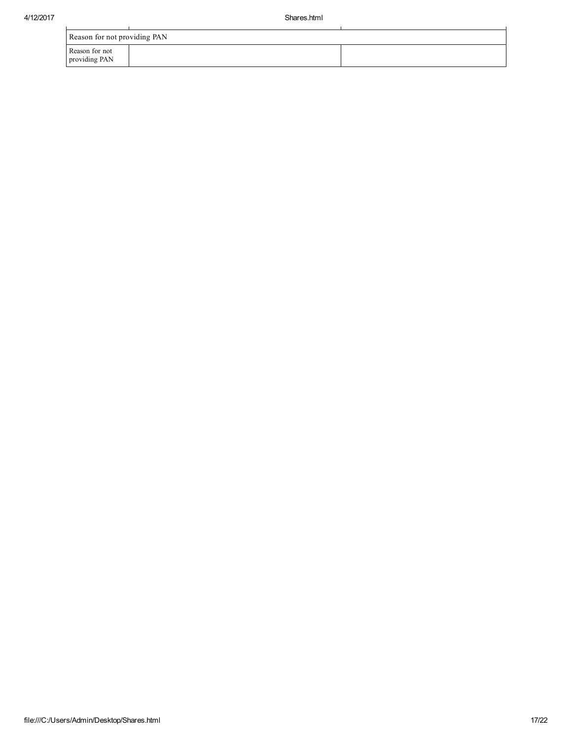| Reason for not providing PAN | | |
|---|---|---|
| Reason for not providing PAN | | |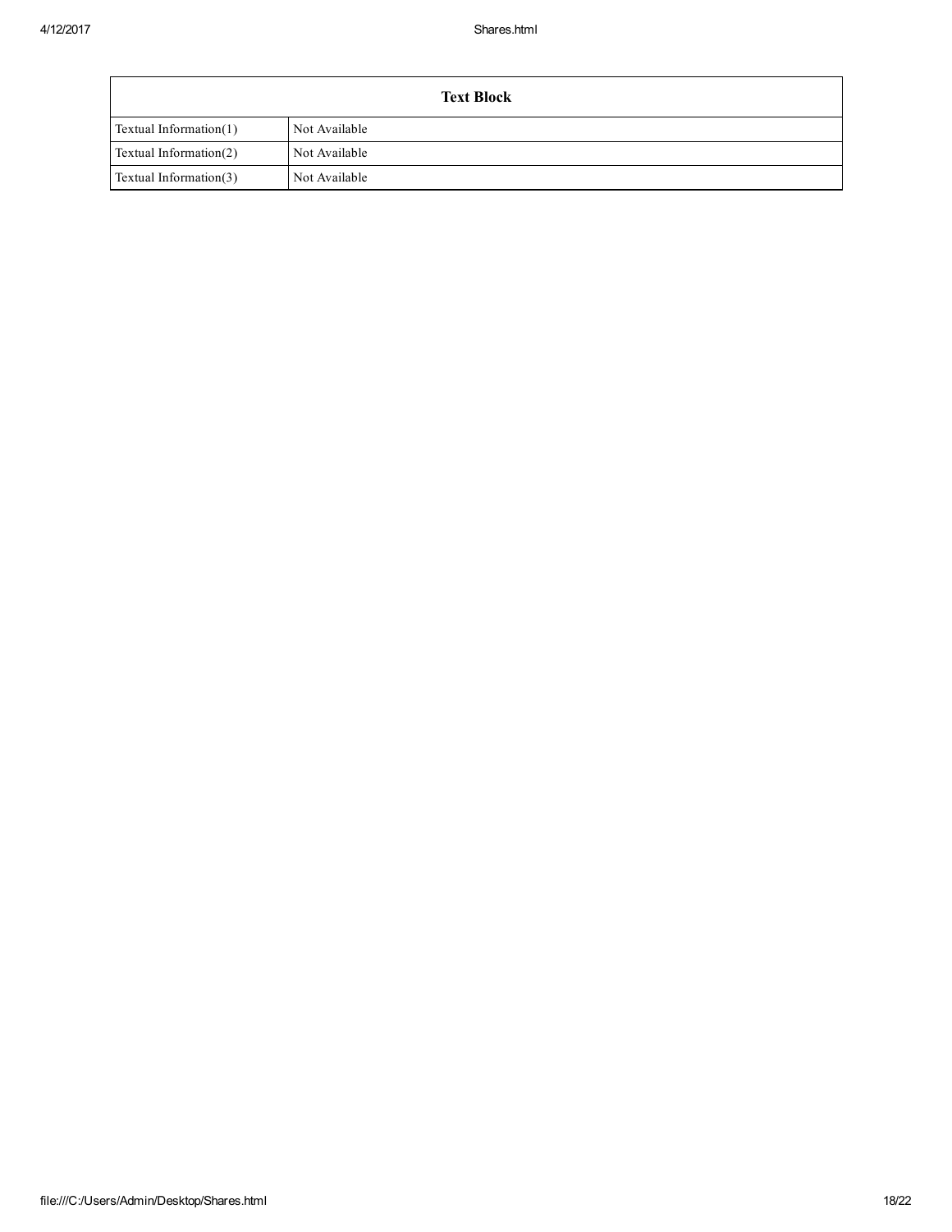| Text Block | |
|---|---|
| Textual Information(1) | Not Available |
| Textual Information(2) | Not Available |
| Textual Information(3) | Not Available |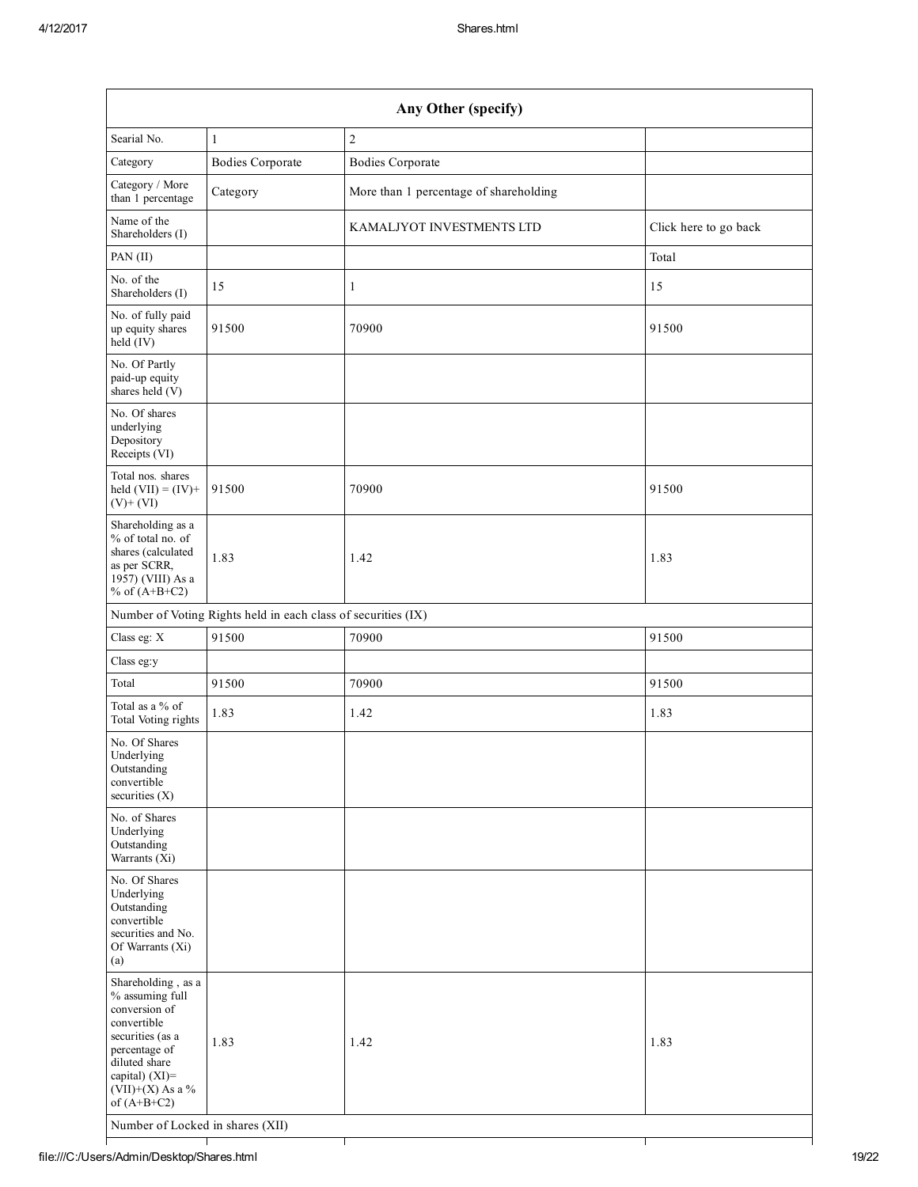| Any Other (specify) | | | |
|---|---|---|---|
| Searial No. | 1 | 2 | |
| Category | Bodies Corporate | Bodies Corporate | |
| Category / More than 1 percentage | Category | More than 1 percentage of shareholding | |
| Name of the Shareholders (I) | | KAMALJYOT INVESTMENTS LTD | Click here to go back |
| PAN (II) | | | Total |
| No. of the Shareholders (I) | 15 | 1 | 15 |
| No. of fully paid up equity shares held (IV) | 91500 | 70900 | 91500 |
| No. Of Partly paid-up equity shares held (V) | | | |
| No. Of shares underlying Depository Receipts (VI) | | | |
| Total nos. shares held (VII) = (IV)+ (V)+ (VI) | 91500 | 70900 | 91500 |
| Shareholding as a % of total no. of shares (calculated as per SCRR, 1957) (VIII) As a % of (A+B+C2) | 1.83 | 1.42 | 1.83 |
| Number of Voting Rights held in each class of securities (IX) | | | |
| Class eg: X | 91500 | 70900 | 91500 |
| Class eg:y | | | |
| Total | 91500 | 70900 | 91500 |
| Total as a % of Total Voting rights | 1.83 | 1.42 | 1.83 |
| No. Of Shares Underlying Outstanding convertible securities (X) | | | |
| No. of Shares Underlying Outstanding Warrants (Xi) | | | |
| No. Of Shares Underlying Outstanding convertible securities and No. Of Warrants (Xi) (a) | | | |
| Shareholding , as a % assuming full conversion of convertible securities (as a percentage of diluted share capital) (XI)= (VII)+(X) As a % of (A+B+C2) | 1.83 | 1.42 | 1.83 |
| Number of Locked in shares (XII) | | | |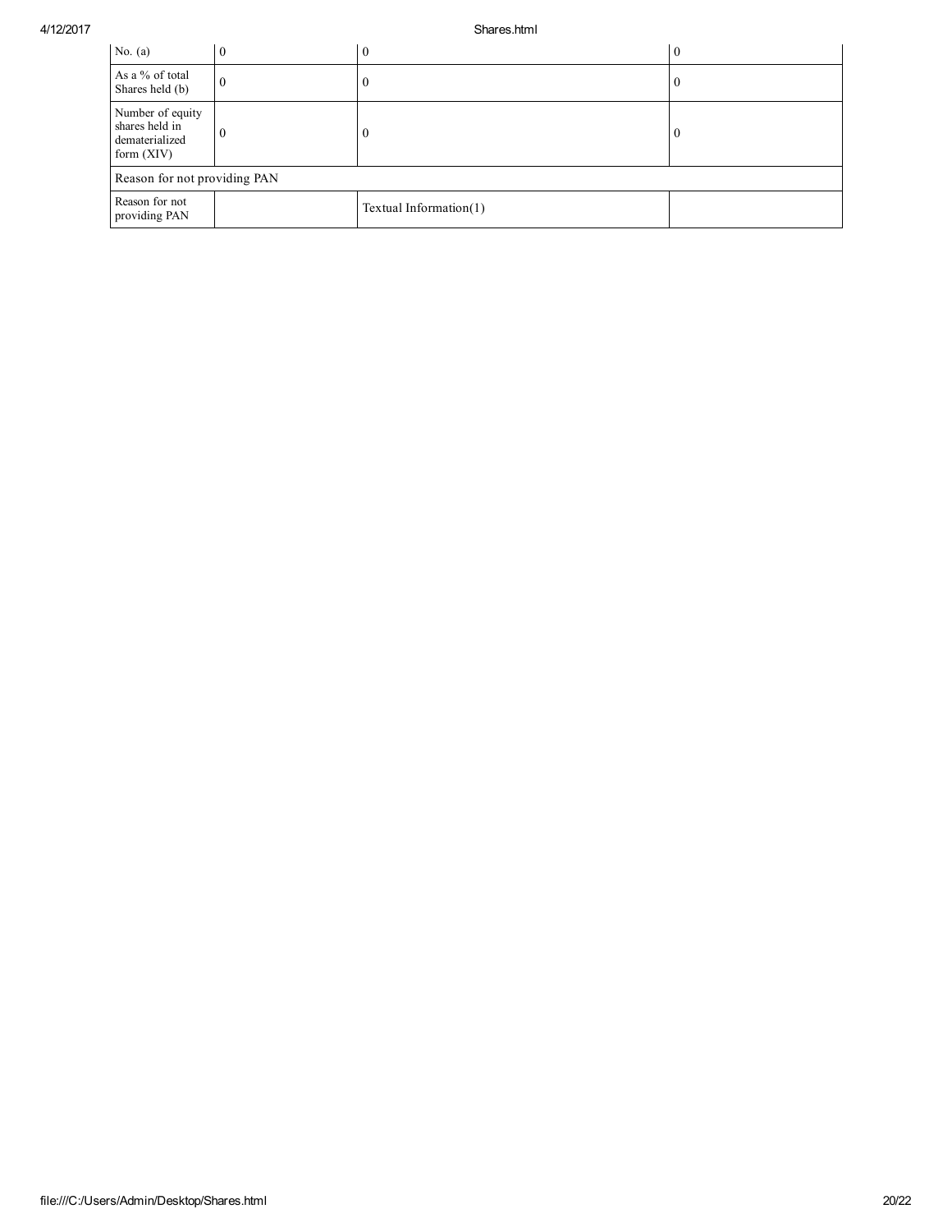| No. (a) | 0 | 0 | 0 |
|---|---|---|---|
| As a % of total Shares held (b) | 0 | 0 | 0 |
| Number of equity shares held in dematerialized form (XIV) | 0 | 0 | 0 |
| Reason for not providing PAN | | | |
| Reason for not providing PAN | | Textual Information(1) | |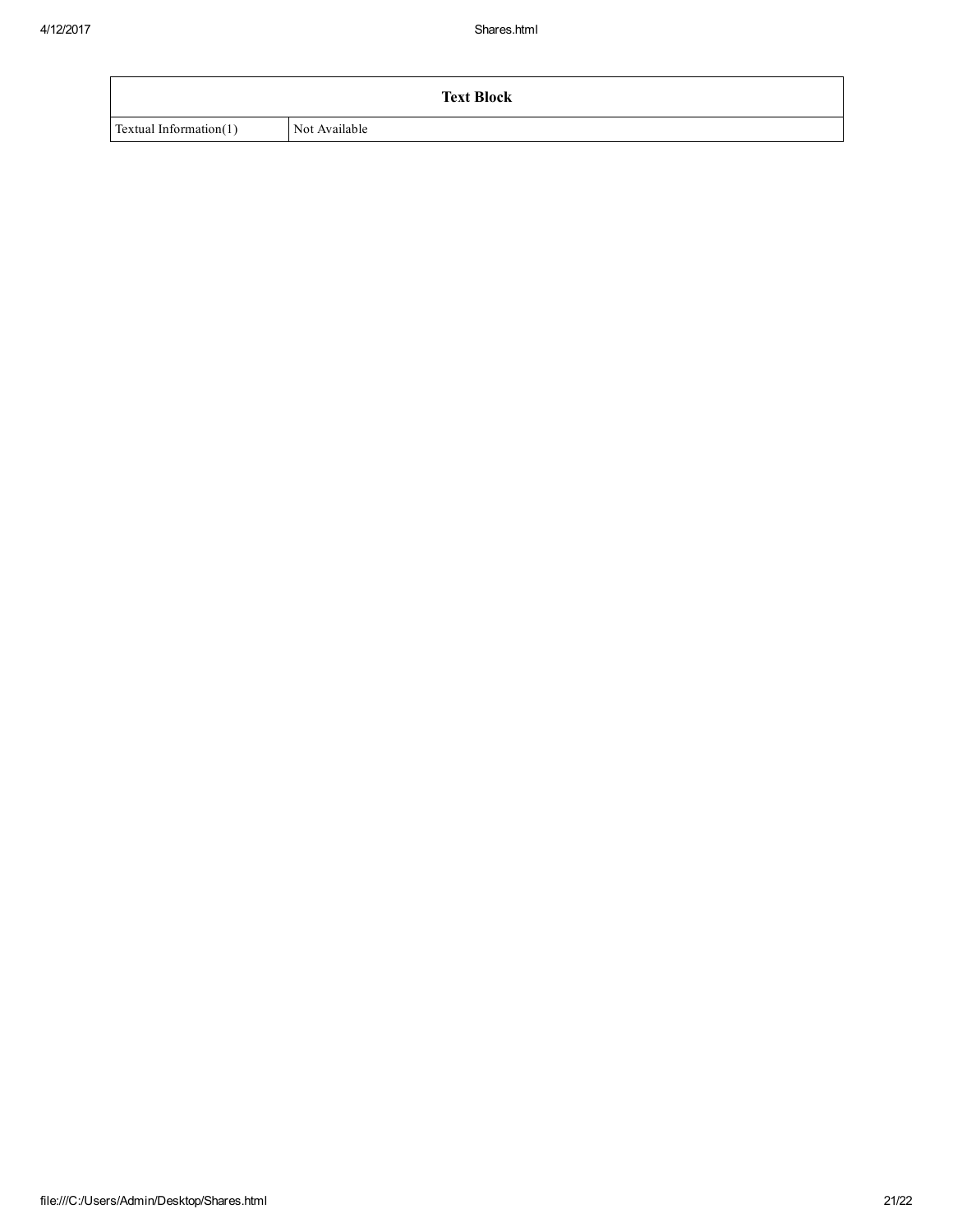| Text Block | |
| --- | --- |
| Textual Information(1) | Not Available |